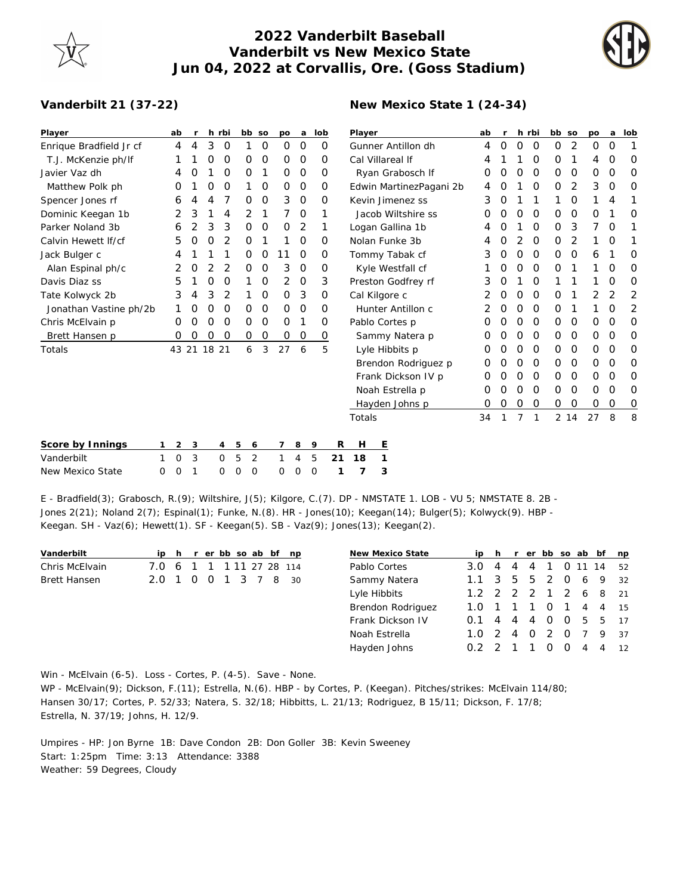# 2022 Vanderbilt Baseball
## Vanderbilt vs New Mexico State
### Jun 04, 2022 at Corvallis, Ore. (Goss Stadium)

**Vanderbilt 21 (37-22)**

| Player | ab | r | h | rbi | bb | so | po | a | lob |
|---|---|---|---|---|---|---|---|---|---|
| Enrique Bradfield Jr cf | 4 | 4 | 3 | 0 | 1 | 0 | 0 | 0 | 0 |
| T.J. McKenzie ph/lf | 1 | 1 | 0 | 0 | 0 | 0 | 0 | 0 | 0 |
| Javier Vaz dh | 4 | 0 | 1 | 0 | 0 | 1 | 0 | 0 | 0 |
| Matthew Polk ph | 0 | 1 | 0 | 0 | 1 | 0 | 0 | 0 | 0 |
| Spencer Jones rf | 6 | 4 | 4 | 7 | 0 | 0 | 3 | 0 | 0 |
| Dominic Keegan 1b | 2 | 3 | 1 | 4 | 2 | 1 | 7 | 0 | 1 |
| Parker Noland 3b | 6 | 2 | 3 | 3 | 0 | 0 | 0 | 2 | 1 |
| Calvin Hewett lf/cf | 5 | 0 | 0 | 2 | 0 | 1 | 1 | 0 | 0 |
| Jack Bulger c | 4 | 1 | 1 | 1 | 0 | 0 | 11 | 0 | 0 |
| Alan Espinal ph/c | 2 | 0 | 2 | 2 | 0 | 0 | 3 | 0 | 0 |
| Davis Diaz ss | 5 | 1 | 0 | 0 | 1 | 0 | 2 | 0 | 3 |
| Tate Kolwyck 2b | 3 | 4 | 3 | 2 | 1 | 0 | 0 | 3 | 0 |
| Jonathan Vastine ph/2b | 1 | 0 | 0 | 0 | 0 | 0 | 0 | 0 | 0 |
| Chris McElvain p | 0 | 0 | 0 | 0 | 0 | 0 | 0 | 1 | 0 |
| Brett Hansen p | 0 | 0 | 0 | 0 | 0 | 0 | 0 | 0 | 0 |
| Totals | 43 | 21 | 18 | 21 | 6 | 3 | 27 | 6 | 5 |

**New Mexico State 1 (24-34)**

| Player | ab | r | h | rbi | bb | so | po | a | lob |
|---|---|---|---|---|---|---|---|---|---|
| Gunner Antillon dh | 4 | 0 | 0 | 0 | 0 | 2 | 0 | 0 | 1 |
| Cal Villareal lf | 4 | 1 | 1 | 0 | 0 | 1 | 4 | 0 | 0 |
| Ryan Grabosch lf | 0 | 0 | 0 | 0 | 0 | 0 | 0 | 0 | 0 |
| Edwin MartinezPagani 2b | 4 | 0 | 1 | 0 | 0 | 2 | 3 | 0 | 0 |
| Kevin Jimenez ss | 3 | 0 | 1 | 1 | 1 | 0 | 1 | 4 | 1 |
| Jacob Wiltshire ss | 0 | 0 | 0 | 0 | 0 | 0 | 0 | 1 | 0 |
| Logan Gallina 1b | 4 | 0 | 1 | 0 | 0 | 3 | 7 | 0 | 1 |
| Nolan Funke 3b | 4 | 0 | 2 | 0 | 0 | 2 | 1 | 0 | 1 |
| Tommy Tabak cf | 3 | 0 | 0 | 0 | 0 | 0 | 6 | 1 | 0 |
| Kyle Westfall cf | 1 | 0 | 0 | 0 | 0 | 1 | 1 | 0 | 0 |
| Preston Godfrey rf | 3 | 0 | 1 | 0 | 1 | 1 | 1 | 0 | 0 |
| Cal Kilgore c | 2 | 0 | 0 | 0 | 0 | 1 | 2 | 2 | 2 |
| Hunter Antillon c | 2 | 0 | 0 | 0 | 0 | 1 | 1 | 0 | 2 |
| Pablo Cortes p | 0 | 0 | 0 | 0 | 0 | 0 | 0 | 0 | 0 |
| Sammy Natera p | 0 | 0 | 0 | 0 | 0 | 0 | 0 | 0 | 0 |
| Lyle Hibbits p | 0 | 0 | 0 | 0 | 0 | 0 | 0 | 0 | 0 |
| Brendon Rodriguez p | 0 | 0 | 0 | 0 | 0 | 0 | 0 | 0 | 0 |
| Frank Dickson IV p | 0 | 0 | 0 | 0 | 0 | 0 | 0 | 0 | 0 |
| Noah Estrella p | 0 | 0 | 0 | 0 | 0 | 0 | 0 | 0 | 0 |
| Hayden Johns p | 0 | 0 | 0 | 0 | 0 | 0 | 0 | 0 | 0 |
| Totals | 34 | 1 | 7 | 1 | 2 | 14 | 27 | 8 | 8 |

| Score by Innings | 1 | 2 | 3 | 4 | 5 | 6 | 7 | 8 | 9 | R | H | E |
|---|---|---|---|---|---|---|---|---|---|---|---|---|
| Vanderbilt | 1 | 0 | 3 | 0 | 5 | 2 | 1 | 4 | 5 | 21 | 18 | 1 |
| New Mexico State | 0 | 0 | 1 | 0 | 0 | 0 | 0 | 0 | 0 | 1 | 7 | 3 |

E - Bradfield(3); Grabosch, R.(9); Wiltshire, J(5); Kilgore, C.(7). DP - NMSTATE 1. LOB - VU 5; NMSTATE 8. 2B - Jones 2(21); Noland 2(7); Espinal(1); Funke, N.(8). HR - Jones(10); Keegan(14); Bulger(5); Kolwyck(9). HBP - Keegan. SH - Vaz(6); Hewett(1). SF - Keegan(5). SB - Vaz(9); Jones(13); Keegan(2).

| Vanderbilt | ip | h | r | er | bb | so | ab | bf | np |
|---|---|---|---|---|---|---|---|---|---|
| Chris McElvain | 7.0 | 6 | 1 | 1 | 1 | 11 | 27 | 28 | 114 |
| Brett Hansen | 2.0 | 1 | 0 | 0 | 1 | 3 | 7 | 8 | 30 |

| New Mexico State | ip | h | r | er | bb | so | ab | bf | np |
|---|---|---|---|---|---|---|---|---|---|
| Pablo Cortes | 3.0 | 4 | 4 | 4 | 1 | 0 | 11 | 14 | 52 |
| Sammy Natera | 1.1 | 3 | 5 | 5 | 2 | 0 | 6 | 9 | 32 |
| Lyle Hibbits | 1.2 | 2 | 2 | 2 | 1 | 2 | 6 | 8 | 21 |
| Brendon Rodriguez | 1.0 | 1 | 1 | 1 | 0 | 1 | 4 | 4 | 15 |
| Frank Dickson IV | 0.1 | 4 | 4 | 4 | 0 | 0 | 5 | 5 | 17 |
| Noah Estrella | 1.0 | 2 | 4 | 0 | 2 | 0 | 7 | 9 | 37 |
| Hayden Johns | 0.2 | 2 | 1 | 1 | 0 | 0 | 4 | 4 | 12 |

Win - McElvain (6-5). Loss - Cortes, P. (4-5). Save - None.
WP - McElvain(9); Dickson, F.(11); Estrella, N.(6). HBP - by Cortes, P. (Keegan). Pitches/strikes: McElvain 114/80; Hansen 30/17; Cortes, P. 52/33; Natera, S. 32/18; Hibbitts, L. 21/13; Rodriguez, B 15/11; Dickson, F. 17/8; Estrella, N. 37/19; Johns, H. 12/9.

Umpires - HP: Jon Byrne 1B: Dave Condon 2B: Don Goller 3B: Kevin Sweeney
Start: 1:25pm Time: 3:13 Attendance: 3388
Weather: 59 Degrees, Cloudy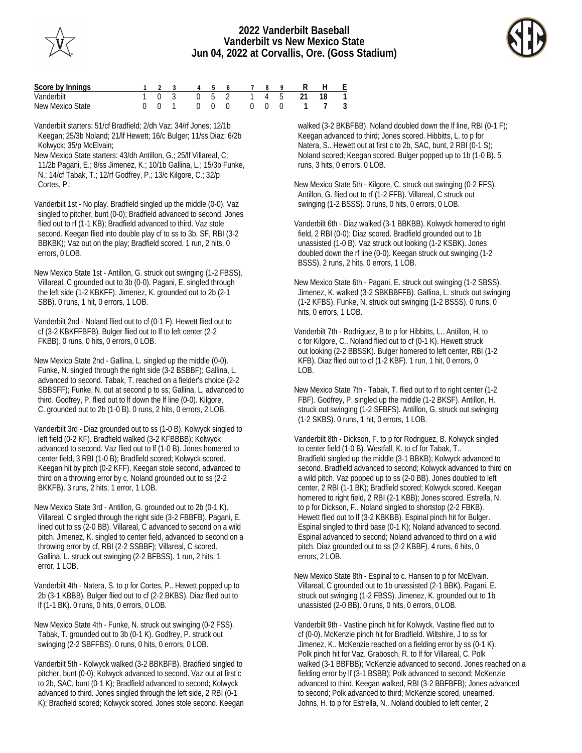# 2022 Vanderbilt Baseball
## Vanderbilt vs New Mexico State
### Jun 04, 2022 at Corvallis, Ore. (Goss Stadium)

| Score by Innings | 1 | 2 | 3 | 4 | 5 | 6 | 7 | 8 | 9 | R | H | E |
|---|---|---|---|---|---|---|---|---|---|---|---|---|
| Vanderbilt | 1 | 0 | 3 | 0 | 5 | 2 | 1 | 4 | 5 | 21 | 18 | 1 |
| New Mexico State | 0 | 0 | 1 | 0 | 0 | 0 | 0 | 0 | 0 | 1 | 7 | 3 |

Vanderbilt starters: 51/cf Bradfield; 2/dh Vaz; 34/rf Jones; 12/1b Keegan; 25/3b Noland; 21/lf Hewett; 16/c Bulger; 11/ss Diaz; 6/2b Kolwyck; 35/p McElvain;

New Mexico State starters: 43/dh Antillon, G.; 25/lf Villareal, C; 11/2b Pagani, E.; 8/ss Jimenez, K.; 10/1b Gallina, L.; 15/3b Funke, N.; 14/cf Tabak, T.; 12/rf Godfrey, P.; 13/c Kilgore, C.; 32/p Cortes, P.;

Vanderbilt 1st - No play. Bradfield singled up the middle (0-0). Vaz singled to pitcher, bunt (0-0); Bradfield advanced to second. Jones flied out to rf (1-1 KB); Bradfield advanced to third. Vaz stole second. Keegan flied into double play cf to ss to 3b, SF, RBI (3-2 BBKBK); Vaz out on the play; Bradfield scored. 1 run, 2 hits, 0 errors, 0 LOB.

New Mexico State 1st - Antillon, G. struck out swinging (1-2 FBSS). Villareal, C grounded out to 3b (0-0). Pagani, E. singled through the left side (1-2 KBKFF). Jimenez, K. grounded out to 2b (2-1 SBB). 0 runs, 1 hit, 0 errors, 1 LOB.

Vanderbilt 2nd - Noland flied out to cf (0-1 F). Hewett flied out to cf (3-2 KBKFFBFB). Bulger flied out to lf to left center (2-2 FKBB). 0 runs, 0 hits, 0 errors, 0 LOB.

New Mexico State 2nd - Gallina, L. singled up the middle (0-0). Funke, N. singled through the right side (3-2 BSBBF); Gallina, L. advanced to second. Tabak, T. reached on a fielder's choice (2-2 SBBSFF); Funke, N. out at second p to ss; Gallina, L. advanced to third. Godfrey, P. flied out to lf down the lf line (0-0). Kilgore, C. grounded out to 2b (1-0 B). 0 runs, 2 hits, 0 errors, 2 LOB.

Vanderbilt 3rd - Diaz grounded out to ss (1-0 B). Kolwyck singled to left field (0-2 KF). Bradfield walked (3-2 KFBBBB); Kolwyck advanced to second. Vaz flied out to lf (1-0 B). Jones homered to center field, 3 RBI (1-0 B); Bradfield scored; Kolwyck scored. Keegan hit by pitch (0-2 KFF). Keegan stole second, advanced to third on a throwing error by c. Noland grounded out to ss (2-2 BKKFB). 3 runs, 2 hits, 1 error, 1 LOB.

New Mexico State 3rd - Antillon, G. grounded out to 2b (0-1 K). Villareal, C singled through the right side (3-2 FBBFB). Pagani, E. lined out to ss (2-0 BB). Villareal, C advanced to second on a wild pitch. Jimenez, K. singled to center field, advanced to second on a throwing error by cf, RBI (2-2 SSBBF); Villareal, C scored. Gallina, L. struck out swinging (2-2 BFBSS). 1 run, 2 hits, 1 error, 1 LOB.

Vanderbilt 4th - Natera, S. to p for Cortes, P.. Hewett popped up to 2b (3-1 KBBB). Bulger flied out to cf (2-2 BKBS). Diaz flied out to lf (1-1 BK). 0 runs, 0 hits, 0 errors, 0 LOB.

New Mexico State 4th - Funke, N. struck out swinging (0-2 FSS). Tabak, T. grounded out to 3b (0-1 K). Godfrey, P. struck out swinging (2-2 SBFFBS). 0 runs, 0 hits, 0 errors, 0 LOB.

Vanderbilt 5th - Kolwyck walked (3-2 BBKBFB). Bradfield singled to pitcher, bunt (0-0); Kolwyck advanced to second. Vaz out at first c to 2b, SAC, bunt (0-1 K); Bradfield advanced to second; Kolwyck advanced to third. Jones singled through the left side, 2 RBI (0-1 K); Bradfield scored; Kolwyck scored. Jones stole second. Keegan walked (3-2 BKBFBB). Noland doubled down the lf line, RBI (0-1 F); Keegan advanced to third; Jones scored. Hibbitts, L. to p for Natera, S.. Hewett out at first c to 2b, SAC, bunt, 2 RBI (0-1 S); Noland advanced to third; Keegan scored. Bulger popped up to 1b (1-0 B). 5 runs, 3 hits, 0 errors, 0 LOB.

New Mexico State 5th - Kilgore, C. struck out swinging (0-2 FFS). Antillon, G. flied out to rf (1-2 FFB). Villareal, C struck out swinging (1-2 BSSS). 0 runs, 0 hits, 0 errors, 0 LOB.

Vanderbilt 6th - Diaz walked (3-1 BBKBB). Kolwyck homered to right field, 2 RBI (0-0); Diaz scored. Bradfield grounded out to 1b unassisted (1-0 B). Vaz struck out looking (1-2 KSBK). Jones doubled down the rf line (0-0). Keegan struck out swinging (1-2 BSSS). 2 runs, 2 hits, 0 errors, 1 LOB.

New Mexico State 6th - Pagani, E. struck out swinging (1-2 SBSS). Jimenez, K. walked (3-2 SBKBBFFB). Gallina, L. struck out swinging (1-2 KFBS). Funke, N. struck out swinging (1-2 BSSS). 0 runs, 0 hits, 0 errors, 1 LOB.

Vanderbilt 7th - Rodriguez, B to p for Hibbitts, L.. Antillon, H. to c for Kilgore, C.. Noland flied out to cf (0-1 K). Hewett struck out looking (2-2 BBSSK). Bulger homered to left center, RBI (1-2 KFB). Diaz flied out to cf (1-2 KBF). 1 run, 1 hit, 0 errors, 0 LOB.

New Mexico State 7th - Tabak, T. flied out to rf to right center (1-2 FBF). Godfrey, P. singled up the middle (1-2 BKSF). Antillon, H. struck out swinging (1-2 SFBFS). Antillon, G. struck out swinging (1-2 SKBS). 0 runs, 1 hit, 0 errors, 1 LOB.

Vanderbilt 8th - Dickson, F. to p for Rodriguez, B. Kolwyck singled to center field (1-0 B). Westfall, K. to cf for Tabak, T.. Bradfield singled up the middle (3-1 BBKB); Kolwyck advanced to second. Bradfield advanced to second; Kolwyck advanced to third on a wild pitch. Vaz popped up to ss (2-0 BB). Jones doubled to left center, 2 RBI (1-1 BK); Bradfield scored; Kolwyck scored. Keegan homered to right field, 2 RBI (2-1 KBB); Jones scored. Estrella, N. to p for Dickson, F.. Noland singled to shortstop (2-2 FBKB). Hewett flied out to lf (3-2 KBKBB). Espinal pinch hit for Bulger. Espinal singled to third base (0-1 K); Noland advanced to second. Espinal advanced to second; Noland advanced to third on a wild pitch. Diaz grounded out to ss (2-2 KBBF). 4 runs, 6 hits, 0 errors, 2 LOB.

New Mexico State 8th - Espinal to c. Hansen to p for McElvain. Villareal, C grounded out to 1b unassisted (2-1 BBK). Pagani, E. struck out swinging (1-2 FBSS). Jimenez, K. grounded out to 1b unassisted (2-0 BB). 0 runs, 0 hits, 0 errors, 0 LOB.

Vanderbilt 9th - Vastine pinch hit for Kolwyck. Vastine flied out to cf (0-0). McKenzie pinch hit for Bradfield. Wiltshire, J to ss for Jimenez, K.. McKenzie reached on a fielding error by ss (0-1 K). Polk pinch hit for Vaz. Grabosch, R. to lf for Villareal, C. Polk walked (3-1 BBFBB); McKenzie advanced to second. Jones reached on a fielding error by lf (3-1 BSBB); Polk advanced to second; McKenzie advanced to third. Keegan walked, RBI (3-2 BBFBFB); Jones advanced to second; Polk advanced to third; McKenzie scored, unearned. Johns, H. to p for Estrella, N.. Noland doubled to left center, 2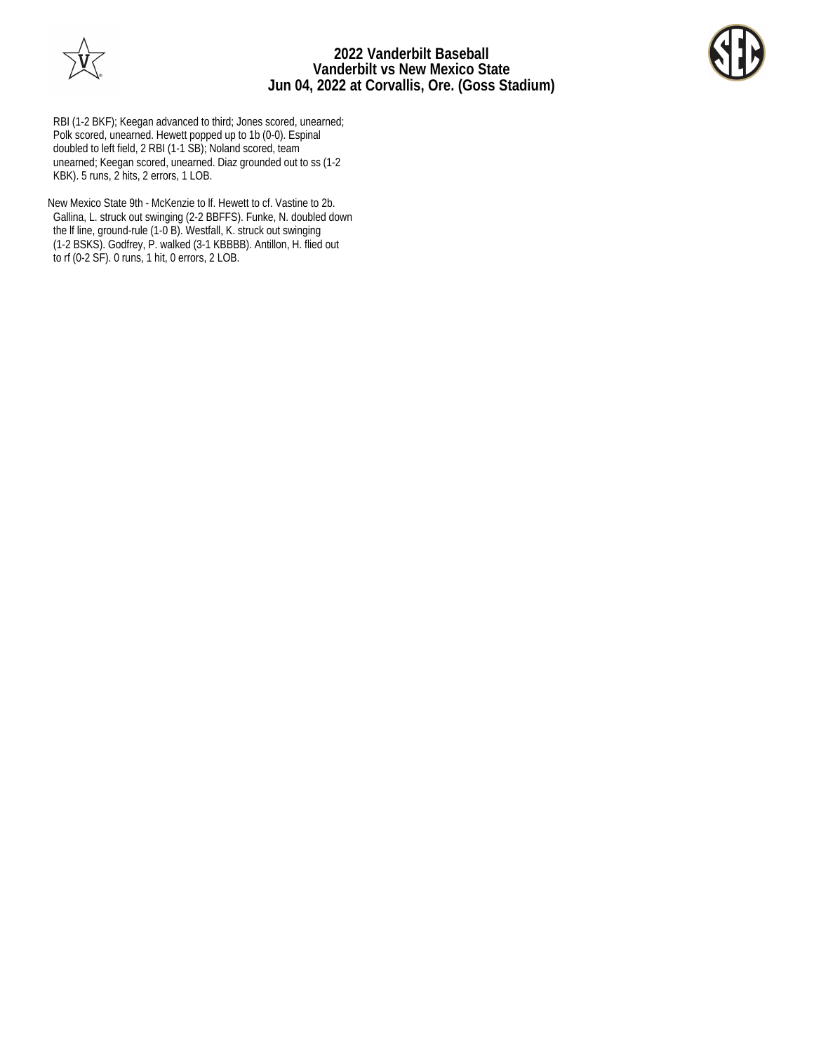RBI (1-2 BKF); Keegan advanced to third; Jones scored, unearned; Polk scored, unearned. Hewett popped up to 1b (0-0). Espinal doubled to left field, 2 RBI (1-1 SB); Noland scored, team unearned; Keegan scored, unearned. Diaz grounded out to ss (1-2 KBK). 5 runs, 2 hits, 2 errors, 1 LOB.

New Mexico State 9th - McKenzie to lf. Hewett to cf. Vastine to 2b. Gallina, L. struck out swinging (2-2 BBFFS). Funke, N. doubled down the lf line, ground-rule (1-0 B). Westfall, K. struck out swinging (1-2 BSKS). Godfrey, P. walked (3-1 KBBBB). Antillon, H. flied out to rf (0-2 SF). 0 runs, 1 hit, 0 errors, 2 LOB.